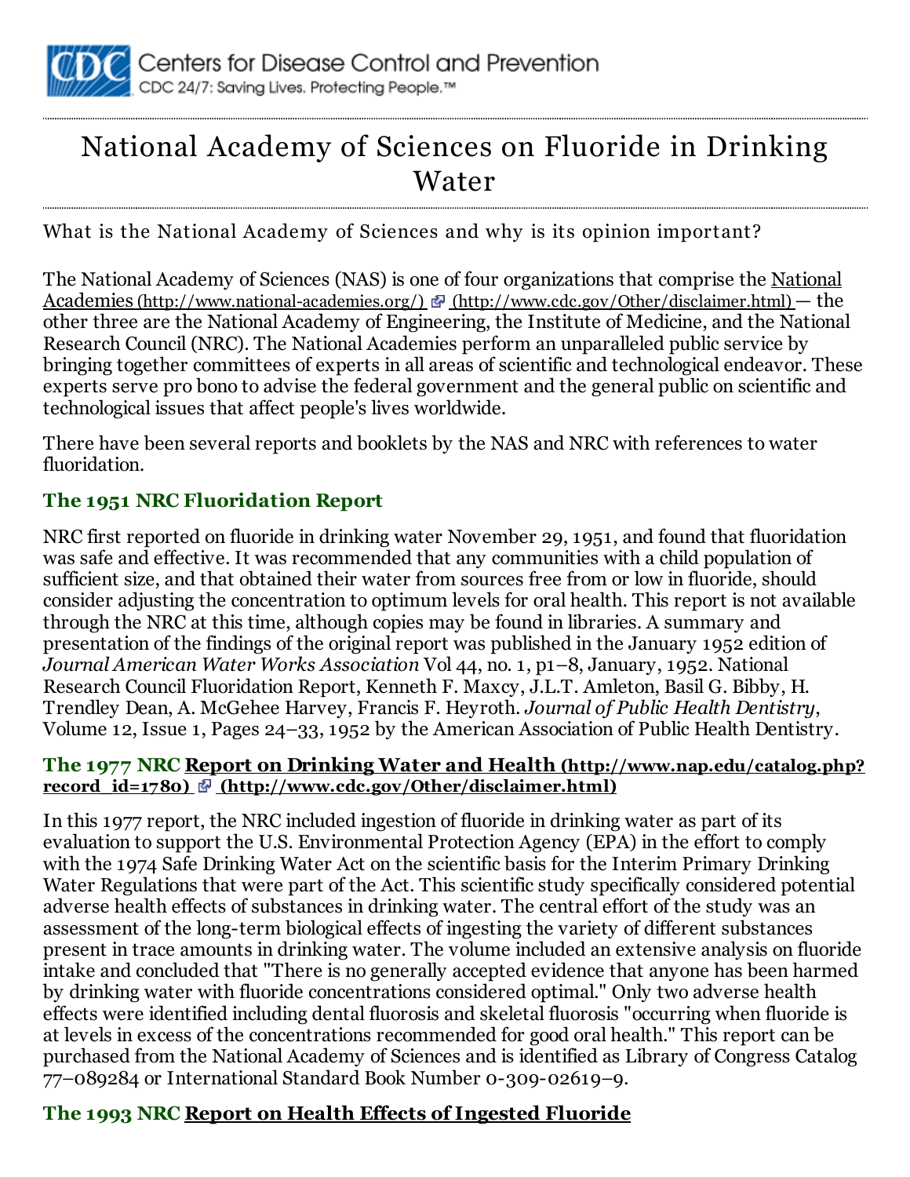Centers for Disease Control and Prevention
CDC 24/7: Saving Lives. Protecting People.™

# National Academy of Sciences on Fluoride in Drinking Water

What is the National Academy of Sciences and why is its opinion important?

The National Academy of Sciences (NAS) is one of four organizations that comprise the National Academies (http://www.national-academies.org/) (http://www.cdc.gov/Other/disclaimer.html) — the other three are the National Academy of Engineering, the Institute of Medicine, and the National Research Council (NRC). The National Academies perform an unparalleled public service by bringing together committees of experts in all areas of scientific and technological endeavor. These experts serve pro bono to advise the federal government and the general public on scientific and technological issues that affect people's lives worldwide.

There have been several reports and booklets by the NAS and NRC with references to water fluoridation.

## The 1951 NRC Fluoridation Report

NRC first reported on fluoride in drinking water November 29, 1951, and found that fluoridation was safe and effective. It was recommended that any communities with a child population of sufficient size, and that obtained their water from sources free from or low in fluoride, should consider adjusting the concentration to optimum levels for oral health. This report is not available through the NRC at this time, although copies may be found in libraries. A summary and presentation of the findings of the original report was published in the January 1952 edition of *Journal American Water Works Association* Vol 44, no. 1, p1–8, January, 1952. National Research Council Fluoridation Report, Kenneth F. Maxcy, J.L.T. Amleton, Basil G. Bibby, H. Trendley Dean, A. McGehee Harvey, Francis F. Heyroth. *Journal of Public Health Dentistry*, Volume 12, Issue 1, Pages 24–33, 1952 by the American Association of Public Health Dentistry.

## The 1977 NRC Report on Drinking Water and Health (http://www.nap.edu/catalog.php?record_id=1780) (http://www.cdc.gov/Other/disclaimer.html)

In this 1977 report, the NRC included ingestion of fluoride in drinking water as part of its evaluation to support the U.S. Environmental Protection Agency (EPA) in the effort to comply with the 1974 Safe Drinking Water Act on the scientific basis for the Interim Primary Drinking Water Regulations that were part of the Act. This scientific study specifically considered potential adverse health effects of substances in drinking water. The central effort of the study was an assessment of the long-term biological effects of ingesting the variety of different substances present in trace amounts in drinking water. The volume included an extensive analysis on fluoride intake and concluded that "There is no generally accepted evidence that anyone has been harmed by drinking water with fluoride concentrations considered optimal." Only two adverse health effects were identified including dental fluorosis and skeletal fluorosis "occurring when fluoride is at levels in excess of the concentrations recommended for good oral health." This report can be purchased from the National Academy of Sciences and is identified as Library of Congress Catalog 77–089284 or International Standard Book Number 0-309-02619–9.

## The 1993 NRC Report on Health Effects of Ingested Fluoride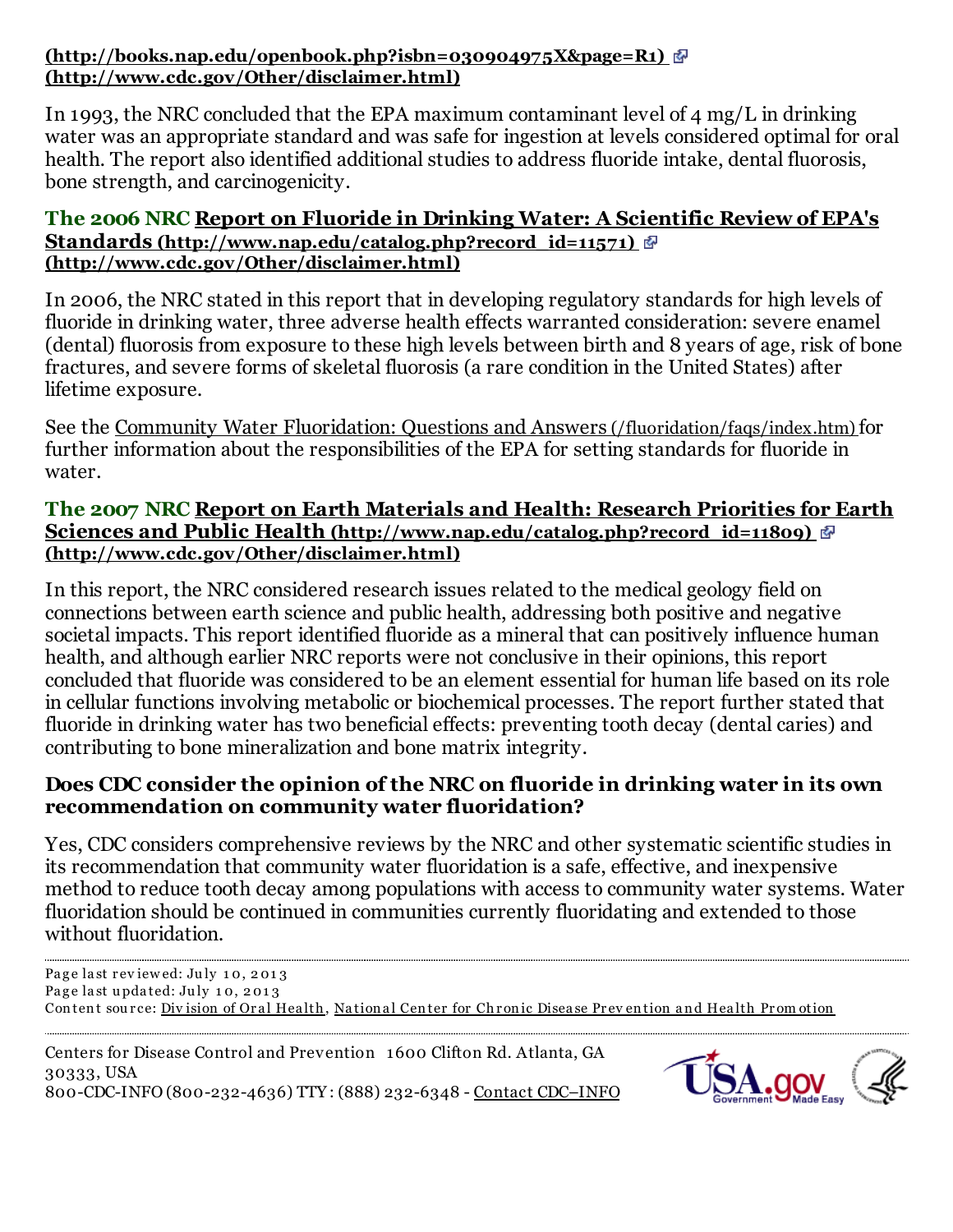**(http://books.nap.edu/openbook.php?isbn=030904975X&page=R1)** **(http://www.cdc.gov/Other/disclaimer.html)**

In 1993, the NRC concluded that the EPA maximum contaminant level of 4 mg/L in drinking water was an appropriate standard and was safe for ingestion at levels considered optimal for oral health. The report also identified additional studies to address fluoride intake, dental fluorosis, bone strength, and carcinogenicity.

### The 2006 NRC Report on Fluoride in Drinking Water: A Scientific Review of EPA's Standards (http://www.nap.edu/catalog.php?record_id=11571) (http://www.cdc.gov/Other/disclaimer.html)

In 2006, the NRC stated in this report that in developing regulatory standards for high levels of fluoride in drinking water, three adverse health effects warranted consideration: severe enamel (dental) fluorosis from exposure to these high levels between birth and 8 years of age, risk of bone fractures, and severe forms of skeletal fluorosis (a rare condition in the United States) after lifetime exposure.

See the Community Water Fluoridation: Questions and Answers (/fluoridation/faqs/index.htm) for further information about the responsibilities of the EPA for setting standards for fluoride in water.

### The 2007 NRC Report on Earth Materials and Health: Research Priorities for Earth Sciences and Public Health (http://www.nap.edu/catalog.php?record_id=11809) (http://www.cdc.gov/Other/disclaimer.html)

In this report, the NRC considered research issues related to the medical geology field on connections between earth science and public health, addressing both positive and negative societal impacts. This report identified fluoride as a mineral that can positively influence human health, and although earlier NRC reports were not conclusive in their opinions, this report concluded that fluoride was considered to be an element essential for human life based on its role in cellular functions involving metabolic or biochemical processes. The report further stated that fluoride in drinking water has two beneficial effects: preventing tooth decay (dental caries) and contributing to bone mineralization and bone matrix integrity.

### Does CDC consider the opinion of the NRC on fluoride in drinking water in its own recommendation on community water fluoridation?

Yes, CDC considers comprehensive reviews by the NRC and other systematic scientific studies in its recommendation that community water fluoridation is a safe, effective, and inexpensive method to reduce tooth decay among populations with access to community water systems. Water fluoridation should be continued in communities currently fluoridating and extended to those without fluoridation.

---

Page last reviewed: July 10, 2013
Page last updated: July 10, 2013
Content source: Division of Oral Health, National Center for Chronic Disease Prevention and Health Promotion

---

Centers for Disease Control and Prevention 1600 Clifton Rd. Atlanta, GA 30333, USA
800-CDC-INFO (800-232-4636) TTY: (888) 232-6348 - Contact CDC–INFO